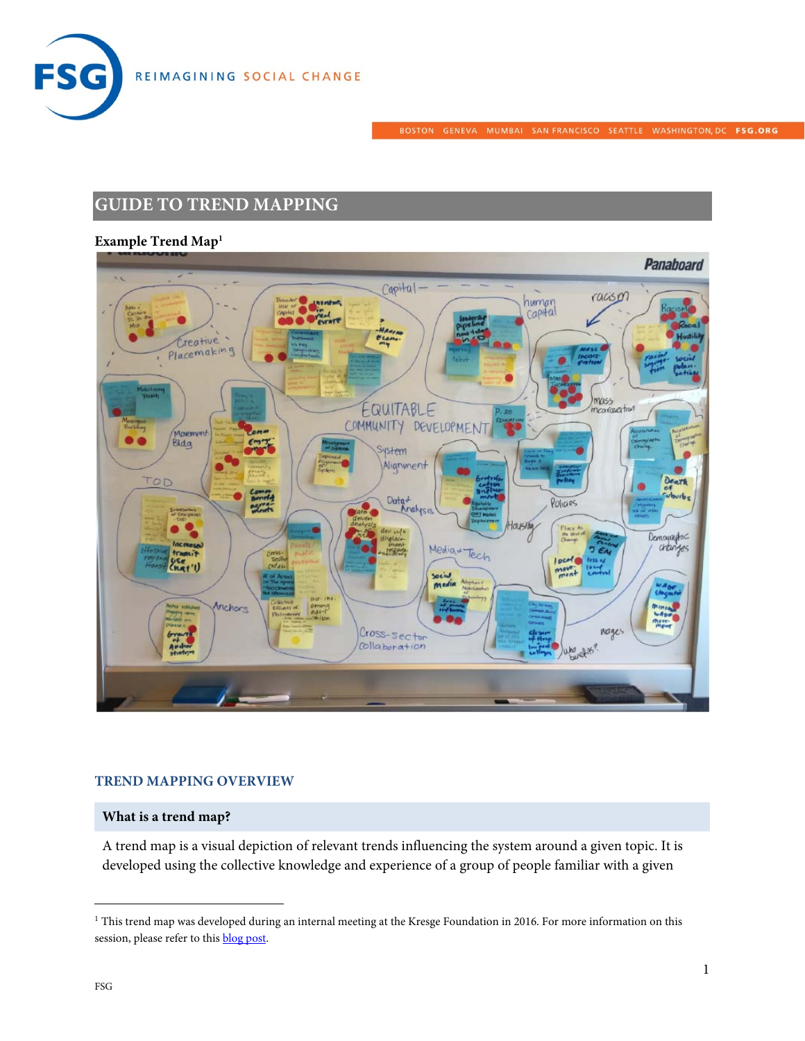# GUIDE TO TREND MAPPING

**Example Trend Map**[1]

## TREND MAPPING OVERVIEW

### What is a trend map?

A trend map is a visual depiction of relevant trends influencing the system around a given topic. It is developed using the collective knowledge and experience of a group of people familiar with a given

[1] This trend map was developed during an internal meeting at the Kresge Foundation in 2016. For more information on this session, please refer to this blog post.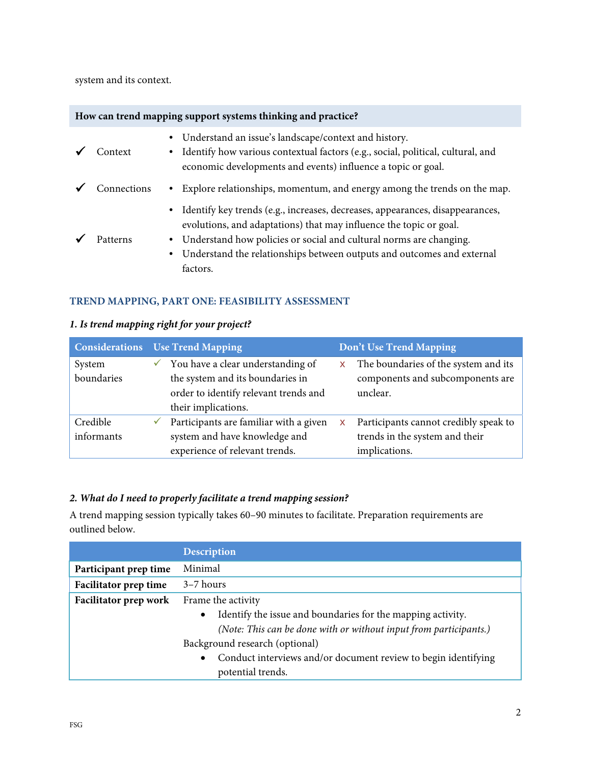system and its context.

**How can trend mapping support systems thinking and practice?**

| | |
|---|---|
| ✓ Context | • Understand an issue's landscape/context and history.<br>• Identify how various contextual factors (e.g., social, political, cultural, and economic developments and events) influence a topic or goal. |
| ✓ Connections | • Explore relationships, momentum, and energy among the trends on the map. |
| ✓ Patterns | • Identify key trends (e.g., increases, decreases, appearances, disappearances, evolutions, and adaptations) that may influence the topic or goal.<br>• Understand how policies or social and cultural norms are changing.<br>• Understand the relationships between outputs and outcomes and external factors. |

## TREND MAPPING, PART ONE: FEASIBILITY ASSESSMENT

### *1. Is trend mapping right for your project?*

| Considerations | Use Trend Mapping | Don't Use Trend Mapping |
|---|---|---|
| System boundaries | ✓ You have a clear understanding of the system and its boundaries in order to identify relevant trends and their implications. | x The boundaries of the system and its components and subcomponents are unclear. |
| Credible informants | ✓ Participants are familiar with a given system and have knowledge and experience of relevant trends. | x Participants cannot credibly speak to trends in the system and their implications. |

### *2. What do I need to properly facilitate a trend mapping session?*

A trend mapping session typically takes 60–90 minutes to facilitate. Preparation requirements are outlined below.

| | Description |
|---|---|
| **Participant prep time** | Minimal |
| **Facilitator prep time** | 3–7 hours |
| **Facilitator prep work** | Frame the activity<br>• Identify the issue and boundaries for the mapping activity. *(Note: This can be done with or without input from participants.)*<br>Background research (optional)<br>• Conduct interviews and/or document review to begin identifying potential trends. |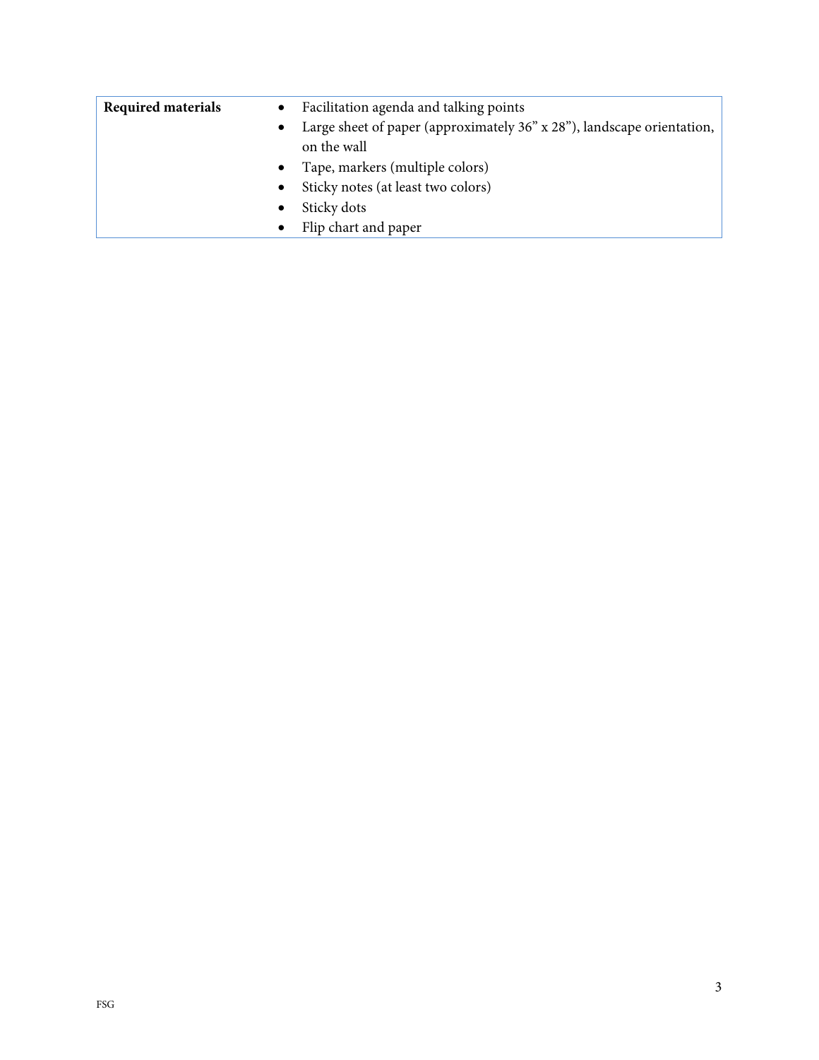| Required materials | • Facilitation agenda and talking points<br>• Large sheet of paper (approximately 36" x 28"), landscape orientation, on the wall<br>• Tape, markers (multiple colors)<br>• Sticky notes (at least two colors)<br>• Sticky dots<br>• Flip chart and paper |
|---|---|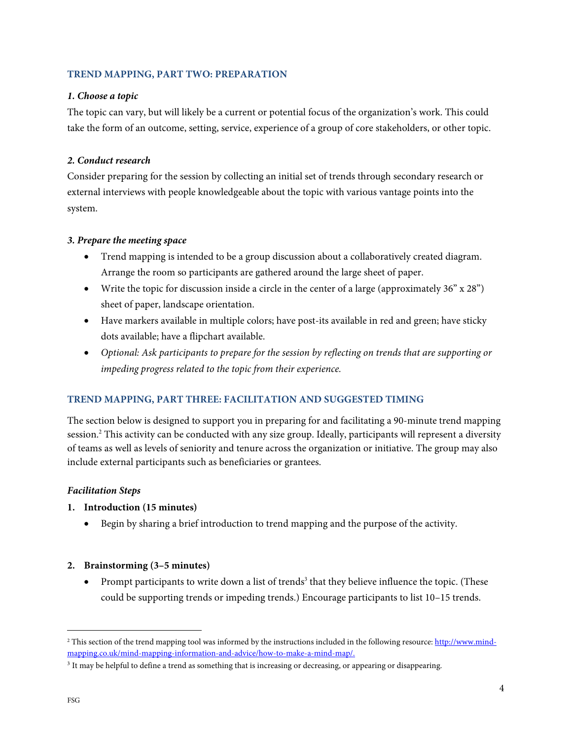### TREND MAPPING, PART TWO: PREPARATION

***1. Choose a topic***

The topic can vary, but will likely be a current or potential focus of the organization's work. This could take the form of an outcome, setting, service, experience of a group of core stakeholders, or other topic.

***2. Conduct research***

Consider preparing for the session by collecting an initial set of trends through secondary research or external interviews with people knowledgeable about the topic with various vantage points into the system.

***3. Prepare the meeting space***

- Trend mapping is intended to be a group discussion about a collaboratively created diagram. Arrange the room so participants are gathered around the large sheet of paper.
- Write the topic for discussion inside a circle in the center of a large (approximately 36" x 28") sheet of paper, landscape orientation.
- Have markers available in multiple colors; have post-its available in red and green; have sticky dots available; have a flipchart available.
- *Optional: Ask participants to prepare for the session by reflecting on trends that are supporting or impeding progress related to the topic from their experience.*

### TREND MAPPING, PART THREE: FACILITATION AND SUGGESTED TIMING

The section below is designed to support you in preparing for and facilitating a 90-minute trend mapping session.[2] This activity can be conducted with any size group. Ideally, participants will represent a diversity of teams as well as levels of seniority and tenure across the organization or initiative. The group may also include external participants such as beneficiaries or grantees.

***Facilitation Steps***

1. **Introduction (15 minutes)**
   - Begin by sharing a brief introduction to trend mapping and the purpose of the activity.

2. **Brainstorming (3–5 minutes)**
   - Prompt participants to write down a list of trends[3] that they believe influence the topic. (These could be supporting trends or impeding trends.) Encourage participants to list 10–15 trends.

---

[2] This section of the trend mapping tool was informed by the instructions included in the following resource: http://www.mind-mapping.co.uk/mind-mapping-information-and-advice/how-to-make-a-mind-map/.

[3] It may be helpful to define a trend as something that is increasing or decreasing, or appearing or disappearing.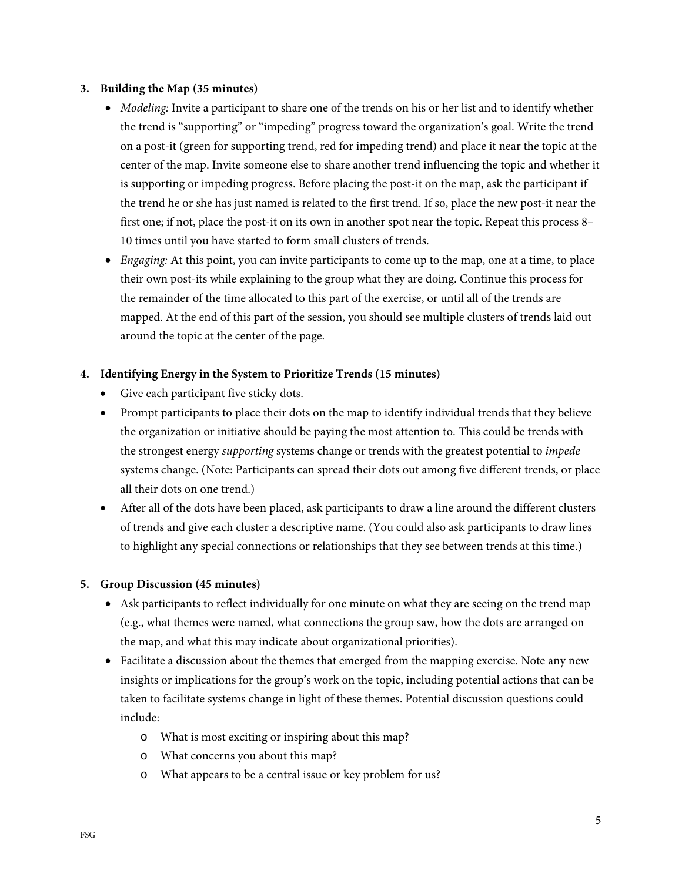3. **Building the Map (35 minutes)**
   - *Modeling:* Invite a participant to share one of the trends on his or her list and to identify whether the trend is "supporting" or "impeding" progress toward the organization's goal. Write the trend on a post-it (green for supporting trend, red for impeding trend) and place it near the topic at the center of the map. Invite someone else to share another trend influencing the topic and whether it is supporting or impeding progress. Before placing the post-it on the map, ask the participant if the trend he or she has just named is related to the first trend. If so, place the new post-it near the first one; if not, place the post-it on its own in another spot near the topic. Repeat this process 8–10 times until you have started to form small clusters of trends.
   - *Engaging:* At this point, you can invite participants to come up to the map, one at a time, to place their own post-its while explaining to the group what they are doing. Continue this process for the remainder of the time allocated to this part of the exercise, or until all of the trends are mapped. At the end of this part of the session, you should see multiple clusters of trends laid out around the topic at the center of the page.

4. **Identifying Energy in the System to Prioritize Trends (15 minutes)**
   - Give each participant five sticky dots.
   - Prompt participants to place their dots on the map to identify individual trends that they believe the organization or initiative should be paying the most attention to. This could be trends with the strongest energy *supporting* systems change or trends with the greatest potential to *impede* systems change. (Note: Participants can spread their dots out among five different trends, or place all their dots on one trend.)
   - After all of the dots have been placed, ask participants to draw a line around the different clusters of trends and give each cluster a descriptive name. (You could also ask participants to draw lines to highlight any special connections or relationships that they see between trends at this time.)

5. **Group Discussion (45 minutes)**
   - Ask participants to reflect individually for one minute on what they are seeing on the trend map (e.g., what themes were named, what connections the group saw, how the dots are arranged on the map, and what this may indicate about organizational priorities).
   - Facilitate a discussion about the themes that emerged from the mapping exercise. Note any new insights or implications for the group's work on the topic, including potential actions that can be taken to facilitate systems change in light of these themes. Potential discussion questions could include:
     - What is most exciting or inspiring about this map?
     - What concerns you about this map?
     - What appears to be a central issue or key problem for us?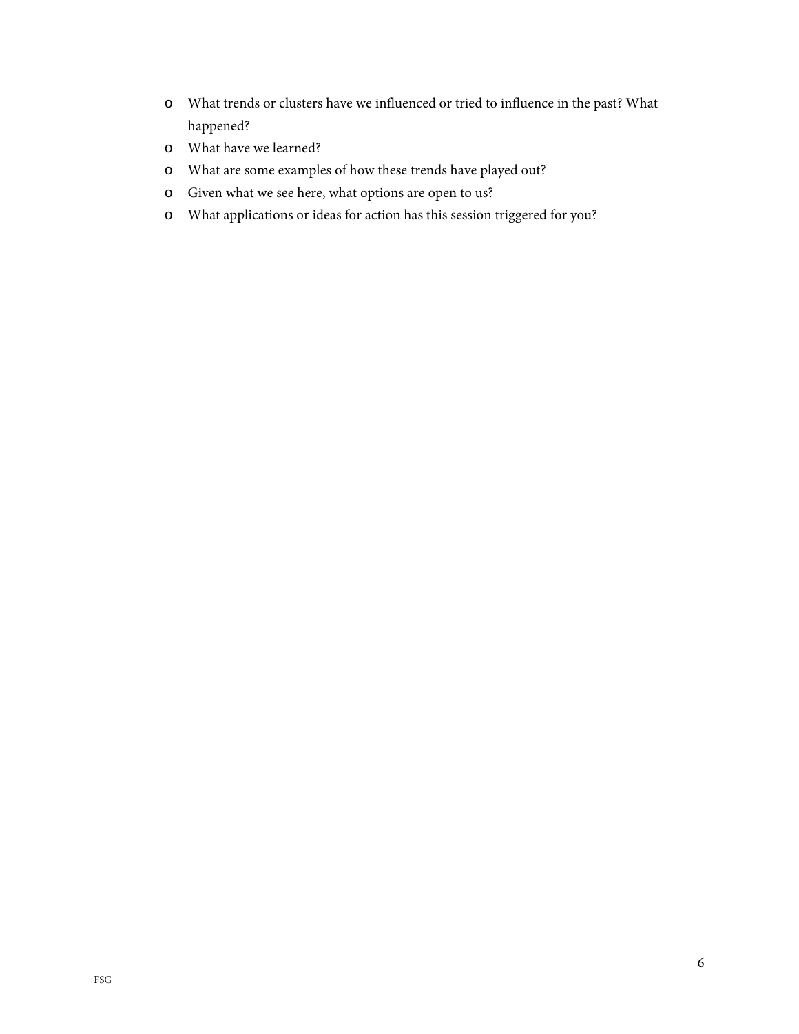- What trends or clusters have we influenced or tried to influence in the past? What happened?
- What have we learned?
- What are some examples of how these trends have played out?
- Given what we see here, what options are open to us?
- What applications or ideas for action has this session triggered for you?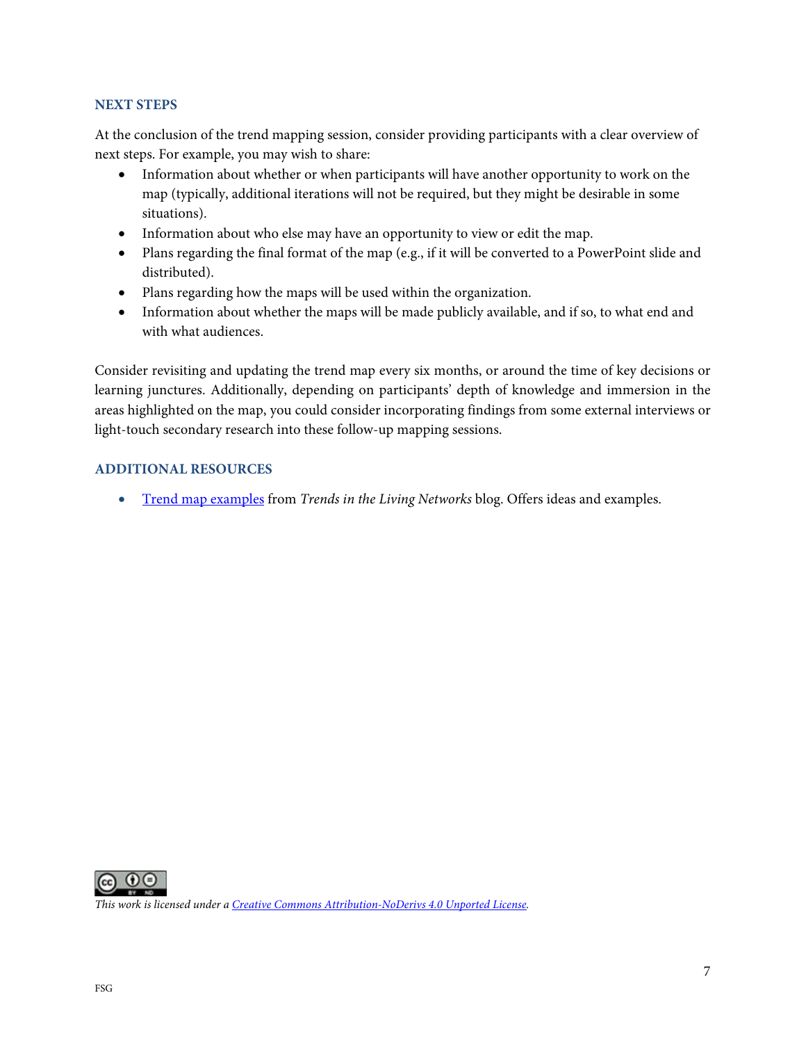### NEXT STEPS

At the conclusion of the trend mapping session, consider providing participants with a clear overview of next steps. For example, you may wish to share:

- Information about whether or when participants will have another opportunity to work on the map (typically, additional iterations will not be required, but they might be desirable in some situations).
- Information about who else may have an opportunity to view or edit the map.
- Plans regarding the final format of the map (e.g., if it will be converted to a PowerPoint slide and distributed).
- Plans regarding how the maps will be used within the organization.
- Information about whether the maps will be made publicly available, and if so, to what end and with what audiences.

Consider revisiting and updating the trend map every six months, or around the time of key decisions or learning junctures. Additionally, depending on participants' depth of knowledge and immersion in the areas highlighted on the map, you could consider incorporating findings from some external interviews or light-touch secondary research into these follow-up mapping sessions.

### ADDITIONAL RESOURCES

- Trend map examples from *Trends in the Living Networks* blog. Offers ideas and examples.

*This work is licensed under a Creative Commons Attribution-NoDerivs 4.0 Unported License.*